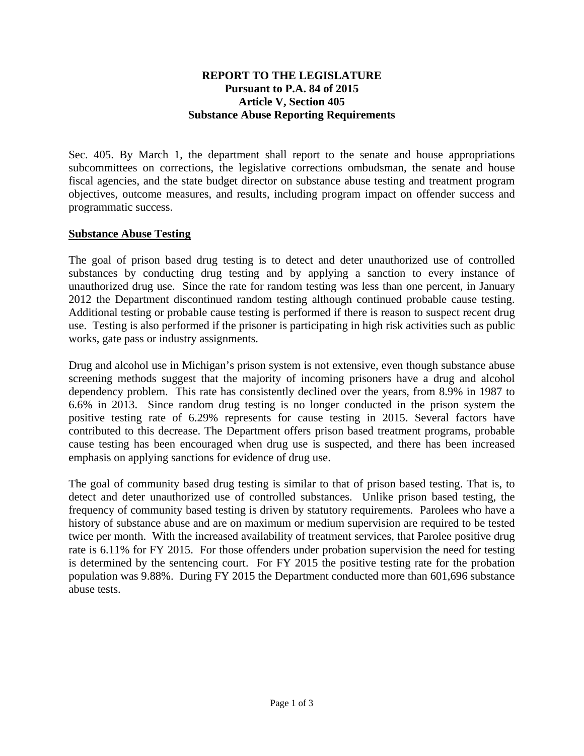**REPORT TO THE LEGISLATURE**
**Pursuant to P.A. 84 of 2015**
**Article V, Section 405**
**Substance Abuse Reporting Requirements**

Sec. 405. By March 1, the department shall report to the senate and house appropriations subcommittees on corrections, the legislative corrections ombudsman, the senate and house fiscal agencies, and the state budget director on substance abuse testing and treatment program objectives, outcome measures, and results, including program impact on offender success and programmatic success.

## <u>Substance Abuse Testing</u>

The goal of prison based drug testing is to detect and deter unauthorized use of controlled substances by conducting drug testing and by applying a sanction to every instance of unauthorized drug use. Since the rate for random testing was less than one percent, in January 2012 the Department discontinued random testing although continued probable cause testing. Additional testing or probable cause testing is performed if there is reason to suspect recent drug use. Testing is also performed if the prisoner is participating in high risk activities such as public works, gate pass or industry assignments.

Drug and alcohol use in Michigan's prison system is not extensive, even though substance abuse screening methods suggest that the majority of incoming prisoners have a drug and alcohol dependency problem. This rate has consistently declined over the years, from 8.9% in 1987 to 6.6% in 2013. Since random drug testing is no longer conducted in the prison system the positive testing rate of 6.29% represents for cause testing in 2015. Several factors have contributed to this decrease. The Department offers prison based treatment programs, probable cause testing has been encouraged when drug use is suspected, and there has been increased emphasis on applying sanctions for evidence of drug use.

The goal of community based drug testing is similar to that of prison based testing. That is, to detect and deter unauthorized use of controlled substances. Unlike prison based testing, the frequency of community based testing is driven by statutory requirements. Parolees who have a history of substance abuse and are on maximum or medium supervision are required to be tested twice per month. With the increased availability of treatment services, that Parolee positive drug rate is 6.11% for FY 2015. For those offenders under probation supervision the need for testing is determined by the sentencing court. For FY 2015 the positive testing rate for the probation population was 9.88%. During FY 2015 the Department conducted more than 601,696 substance abuse tests.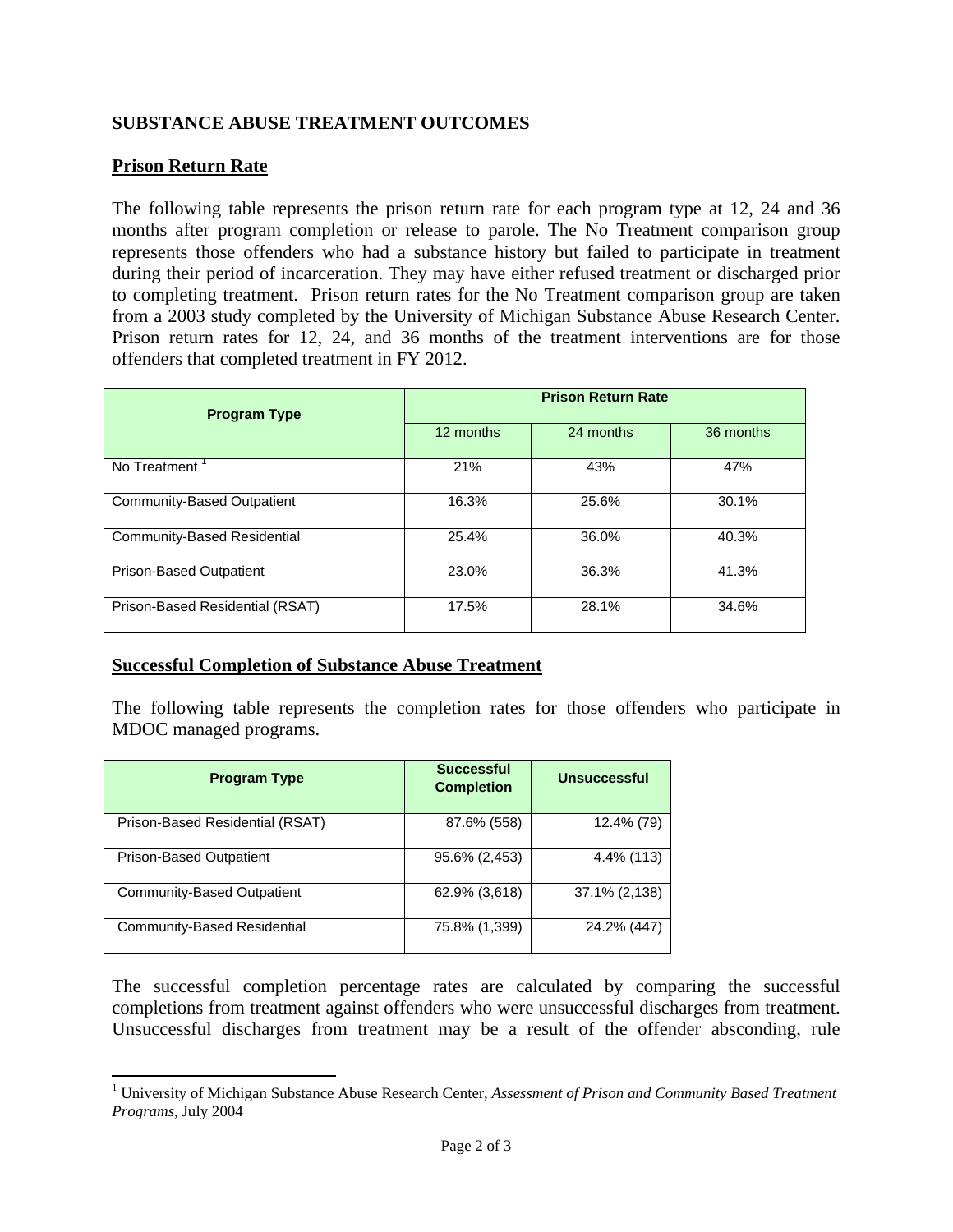## SUBSTANCE ABUSE TREATMENT OUTCOMES

### Prison Return Rate

The following table represents the prison return rate for each program type at 12, 24 and 36 months after program completion or release to parole. The No Treatment comparison group represents those offenders who had a substance history but failed to participate in treatment during their period of incarceration. They may have either refused treatment or discharged prior to completing treatment. Prison return rates for the No Treatment comparison group are taken from a 2003 study completed by the University of Michigan Substance Abuse Research Center. Prison return rates for 12, 24, and 36 months of the treatment interventions are for those offenders that completed treatment in FY 2012.

| Program Type | Prison Return Rate | | |
|---|---|---|---|
| | 12 months | 24 months | 36 months |
| No Treatment [1] | 21% | 43% | 47% |
| Community-Based Outpatient | 16.3% | 25.6% | 30.1% |
| Community-Based Residential | 25.4% | 36.0% | 40.3% |
| Prison-Based Outpatient | 23.0% | 36.3% | 41.3% |
| Prison-Based Residential (RSAT) | 17.5% | 28.1% | 34.6% |

### Successful Completion of Substance Abuse Treatment

The following table represents the completion rates for those offenders who participate in MDOC managed programs.

| Program Type | Successful Completion | Unsuccessful |
|---|---|---|
| Prison-Based Residential (RSAT) | 87.6% (558) | 12.4% (79) |
| Prison-Based Outpatient | 95.6% (2,453) | 4.4% (113) |
| Community-Based Outpatient | 62.9% (3,618) | 37.1% (2,138) |
| Community-Based Residential | 75.8% (1,399) | 24.2% (447) |

The successful completion percentage rates are calculated by comparing the successful completions from treatment against offenders who were unsuccessful discharges from treatment. Unsuccessful discharges from treatment may be a result of the offender absconding, rule

[1] University of Michigan Substance Abuse Research Center, *Assessment of Prison and Community Based Treatment Programs*, July 2004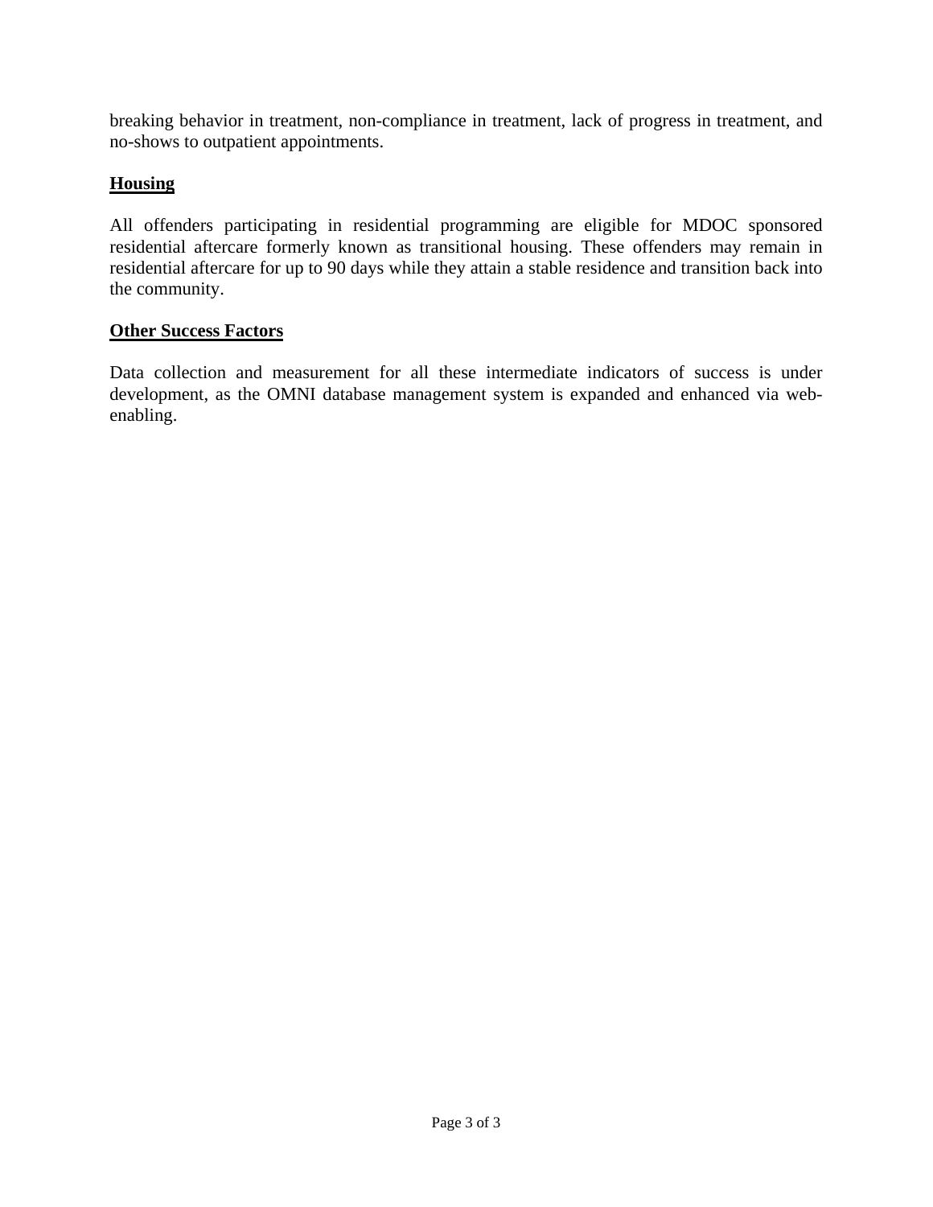breaking behavior in treatment, non-compliance in treatment, lack of progress in treatment, and no-shows to outpatient appointments.

## Housing

All offenders participating in residential programming are eligible for MDOC sponsored residential aftercare formerly known as transitional housing. These offenders may remain in residential aftercare for up to 90 days while they attain a stable residence and transition back into the community.

## Other Success Factors

Data collection and measurement for all these intermediate indicators of success is under development, as the OMNI database management system is expanded and enhanced via web-enabling.